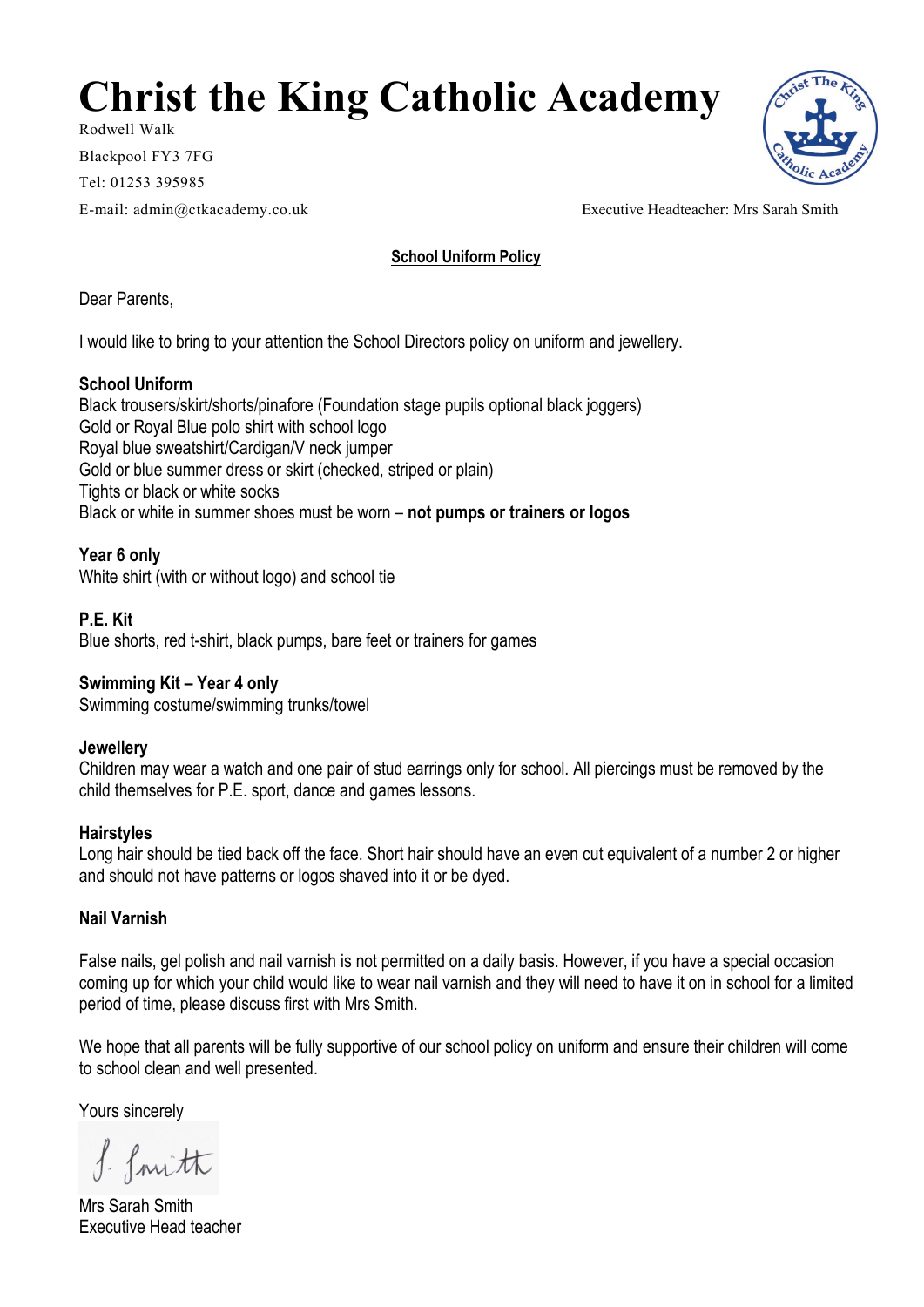# Christ the King Catholic Academy

Rodwell Walk
Blackpool FY3 7FG
Tel: 01253 395985
E-mail: admin@ctkacademy.co.uk

Executive Headteacher: Mrs Sarah Smith

**School Uniform Policy**

Dear Parents,

I would like to bring to your attention the School Directors policy on uniform and jewellery.

**School Uniform**
Black trousers/skirt/shorts/pinafore (Foundation stage pupils optional black joggers)
Gold or Royal Blue polo shirt with school logo
Royal blue sweatshirt/Cardigan/V neck jumper
Gold or blue summer dress or skirt (checked, striped or plain)
Tights or black or white socks
Black or white in summer shoes must be worn – **not pumps or trainers or logos**

**Year 6 only**
White shirt (with or without logo) and school tie

**P.E. Kit**
Blue shorts, red t-shirt, black pumps, bare feet or trainers for games

**Swimming Kit – Year 4 only**
Swimming costume/swimming trunks/towel

**Jewellery**
Children may wear a watch and one pair of stud earrings only for school. All piercings must be removed by the child themselves for P.E. sport, dance and games lessons.

**Hairstyles**
Long hair should be tied back off the face. Short hair should have an even cut equivalent of a number 2 or higher and should not have patterns or logos shaved into it or be dyed.

**Nail Varnish**

False nails, gel polish and nail varnish is not permitted on a daily basis. However, if you have a special occasion coming up for which your child would like to wear nail varnish and they will need to have it on in school for a limited period of time, please discuss first with Mrs Smith.

We hope that all parents will be fully supportive of our school policy on uniform and ensure their children will come to school clean and well presented.

Yours sincerely

S. Smith

Mrs Sarah Smith
Executive Head teacher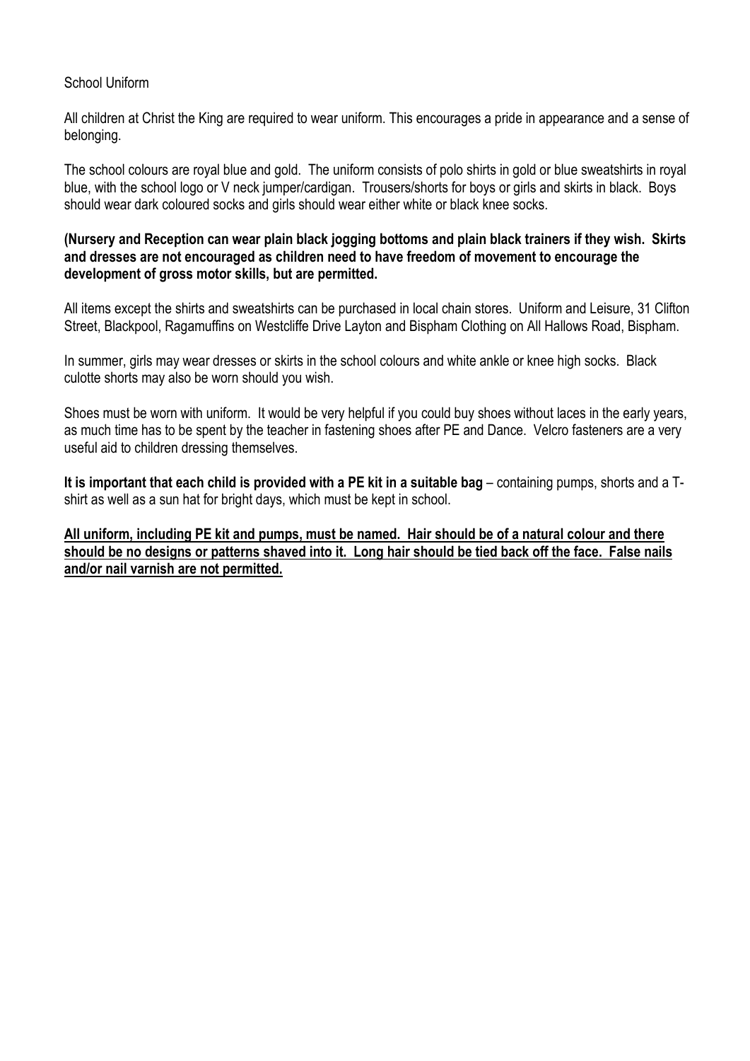School Uniform

All children at Christ the King are required to wear uniform. This encourages a pride in appearance and a sense of belonging.

The school colours are royal blue and gold. The uniform consists of polo shirts in gold or blue sweatshirts in royal blue, with the school logo or V neck jumper/cardigan. Trousers/shorts for boys or girls and skirts in black. Boys should wear dark coloured socks and girls should wear either white or black knee socks.

**(Nursery and Reception can wear plain black jogging bottoms and plain black trainers if they wish. Skirts and dresses are not encouraged as children need to have freedom of movement to encourage the development of gross motor skills, but are permitted.**

All items except the shirts and sweatshirts can be purchased in local chain stores. Uniform and Leisure, 31 Clifton Street, Blackpool, Ragamuffins on Westcliffe Drive Layton and Bispham Clothing on All Hallows Road, Bispham.

In summer, girls may wear dresses or skirts in the school colours and white ankle or knee high socks. Black culotte shorts may also be worn should you wish.

Shoes must be worn with uniform. It would be very helpful if you could buy shoes without laces in the early years, as much time has to be spent by the teacher in fastening shoes after PE and Dance. Velcro fasteners are a very useful aid to children dressing themselves.

**It is important that each child is provided with a PE kit in a suitable bag** – containing pumps, shorts and a T-shirt as well as a sun hat for bright days, which must be kept in school.

**All uniform, including PE kit and pumps, must be named. Hair should be of a natural colour and there should be no designs or patterns shaved into it. Long hair should be tied back off the face. False nails and/or nail varnish are not permitted.**